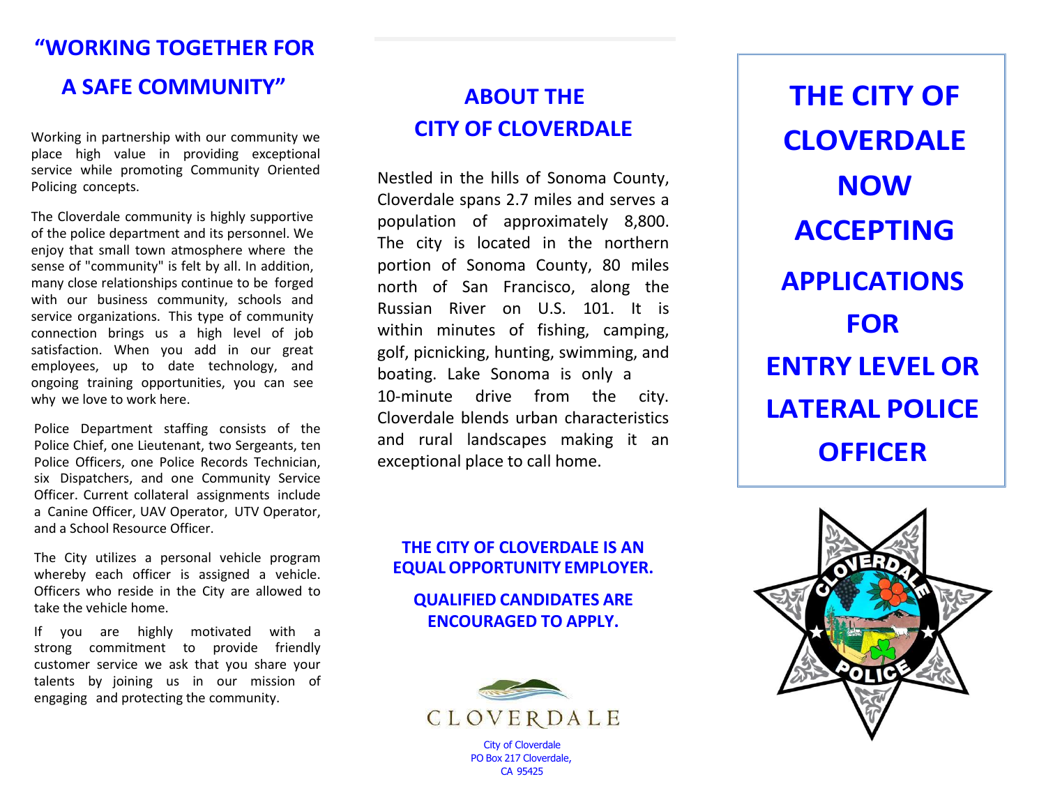# "WORKING TOGETHER FOR A SAFE COMMUNITY"

Working in partnership with our community we place high value in providing exceptional service while promoting Community Oriented Policing concepts.

The Cloverdale community is highly supportive of the police department and its personnel. We enjoy that small town atmosphere where the sense of "community" is felt by all. In addition, many close relationships continue to be forged with our business community, schools and service organizations. This type of community connection brings us a high level of job satisfaction. When you add in our great employees, up to date technology, and ongoing training opportunities, you can see why we love to work here.

Police Department staffing consists of the Police Chief, one Lieutenant, two Sergeants, ten Police Officers, one Police Records Technician, six Dispatchers, and one Community Service Officer. Current collateral assignments include a Canine Officer, UAV Operator, UTV Operator, and a School Resource Officer.

The City utilizes a personal vehicle program whereby each officer is assigned a vehicle. Officers who reside in the City are allowed to take the vehicle home.

If you are highly motivated with a strong commitment to provide friendly customer service we ask that you share your talents by joining us in our mission of engaging and protecting the community.

## ABOUT THE CITY OF CLOVERDALE

Nestled in the hills of Sonoma County, Cloverdale spans 2.7 miles and serves a population of approximately 8,800. The city is located in the northern portion of Sonoma County, 80 miles north of San Francisco, along the Russian River on U.S. 101. It is within minutes of fishing, camping, golf, picnicking, hunting, swimming, and boating. Lake Sonoma is only a 10-minute drive from the city. Cloverdale blends urban characteristics and rural landscapes making it an exceptional place to call home.

**THE CITY OF CLOVERDALE IS AN EQUAL OPPORTUNITY EMPLOYER.**

**QUALIFIED CANDIDATES ARE ENCOURAGED TO APPLY.**

CLOVERDALE

City of Cloverdale
PO Box 217 Cloverdale,
CA 95425

# THE CITY OF CLOVERDALE NOW ACCEPTING APPLICATIONS FOR ENTRY LEVEL OR LATERAL POLICE OFFICER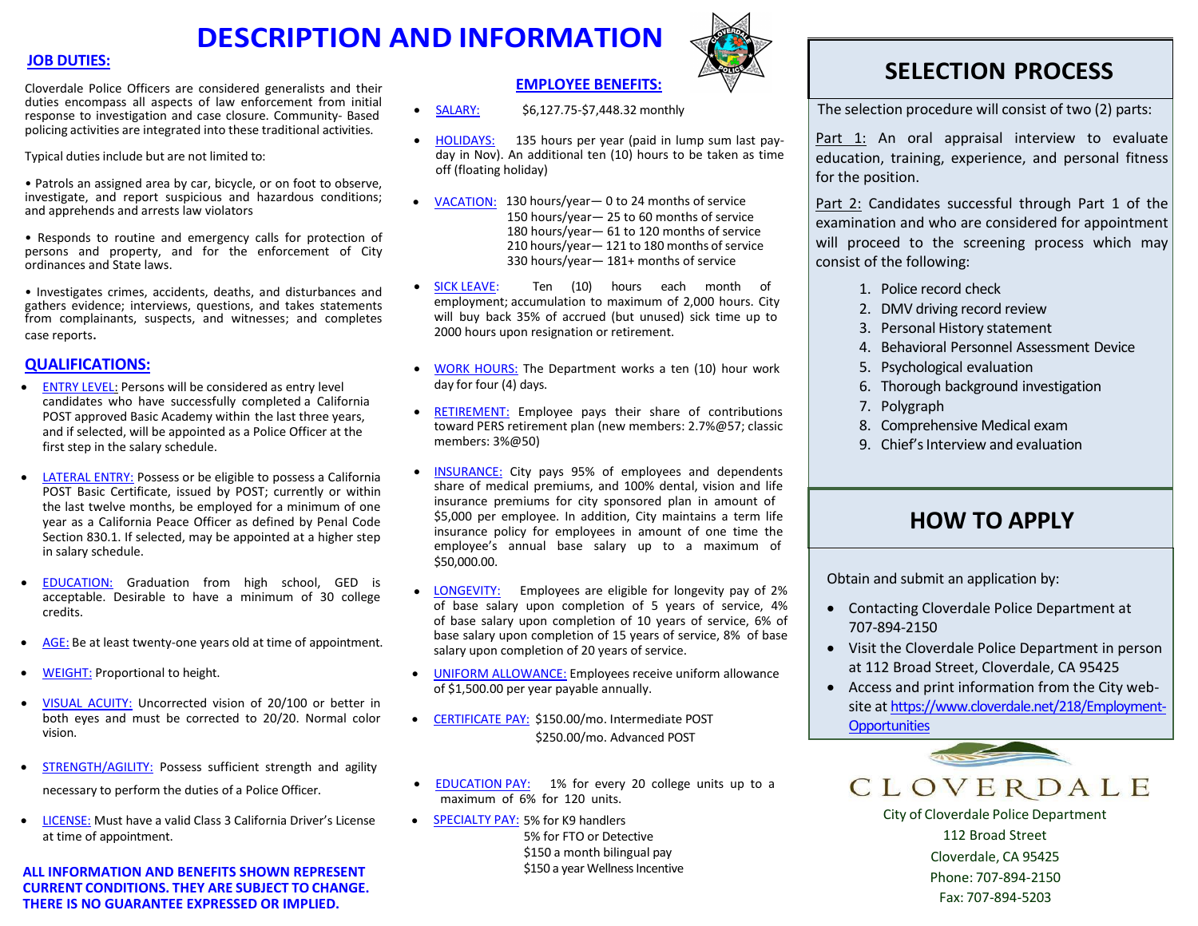# DESCRIPTION AND INFORMATION

## JOB DUTIES:

Cloverdale Police Officers are considered generalists and their duties encompass all aspects of law enforcement from initial response to investigation and case closure. Community- Based policing activities are integrated into these traditional activities.

Typical duties include but are not limited to:

• Patrols an assigned area by car, bicycle, or on foot to observe, investigate, and report suspicious and hazardous conditions; and apprehends and arrests law violators

• Responds to routine and emergency calls for protection of persons and property, and for the enforcement of City ordinances and State laws.

• Investigates crimes, accidents, deaths, and disturbances and gathers evidence; interviews, questions, and takes statements from complainants, suspects, and witnesses; and completes case reports.

## QUALIFICATIONS:

- ENTRY LEVEL: Persons will be considered as entry level candidates who have successfully completed a California POST approved Basic Academy within the last three years, and if selected, will be appointed as a Police Officer at the first step in the salary schedule.
- LATERAL ENTRY: Possess or be eligible to possess a California POST Basic Certificate, issued by POST; currently or within the last twelve months, be employed for a minimum of one year as a California Peace Officer as defined by Penal Code Section 830.1. If selected, may be appointed at a higher step in salary schedule.
- EDUCATION: Graduation from high school, GED is acceptable. Desirable to have a minimum of 30 college credits.
- AGE: Be at least twenty-one years old at time of appointment.
- WEIGHT: Proportional to height.
- VISUAL ACUITY: Uncorrected vision of 20/100 or better in both eyes and must be corrected to 20/20. Normal color vision.
- STRENGTH/AGILITY: Possess sufficient strength and agility necessary to perform the duties of a Police Officer.
- LICENSE: Must have a valid Class 3 California Driver's License at time of appointment.

**ALL INFORMATION AND BENEFITS SHOWN REPRESENT CURRENT CONDITIONS. THEY ARE SUBJECT TO CHANGE. THERE IS NO GUARANTEE EXPRESSED OR IMPLIED.**

## EMPLOYEE BENEFITS:

- SALARY: $6,127.75-$7,448.32 monthly
- HOLIDAYS: 135 hours per year (paid in lump sum last pay-day in Nov). An additional ten (10) hours to be taken as time off (floating holiday)
- VACATION: 130 hours/year— 0 to 24 months of service
  150 hours/year— 25 to 60 months of service
  180 hours/year— 61 to 120 months of service
  210 hours/year— 121 to 180 months of service
  330 hours/year— 181+ months of service
- SICK LEAVE: Ten (10) hours each month of employment; accumulation to maximum of 2,000 hours. City will buy back 35% of accrued (but unused) sick time up to 2000 hours upon resignation or retirement.
- WORK HOURS: The Department works a ten (10) hour work day for four (4) days.
- RETIREMENT: Employee pays their share of contributions toward PERS retirement plan (new members: 2.7%@57; classic members: 3%@50)
- INSURANCE: City pays 95% of employees and dependents share of medical premiums, and 100% dental, vision and life insurance premiums for city sponsored plan in amount of $5,000 per employee. In addition, City maintains a term life insurance policy for employees in amount of one time the employee's annual base salary up to a maximum of $50,000.00.
- LONGEVITY: Employees are eligible for longevity pay of 2% of base salary upon completion of 5 years of service, 4% of base salary upon completion of 10 years of service, 6% of base salary upon completion of 15 years of service, 8% of base salary upon completion of 20 years of service.
- UNIFORM ALLOWANCE: Employees receive uniform allowance of $1,500.00 per year payable annually.
- CERTIFICATE PAY: $150.00/mo. Intermediate POST
  $250.00/mo. Advanced POST
- EDUCATION PAY: 1% for every 20 college units up to a maximum of 6% for 120 units.
- SPECIALTY PAY: 5% for K9 handlers
  5% for FTO or Detective
  $150 a month bilingual pay
  $150 a year Wellness Incentive

## SELECTION PROCESS

The selection procedure will consist of two (2) parts:

Part 1: An oral appraisal interview to evaluate education, training, experience, and personal fitness for the position.

Part 2: Candidates successful through Part 1 of the examination and who are considered for appointment will proceed to the screening process which may consist of the following:

1. Police record check
2. DMV driving record review
3. Personal History statement
4. Behavioral Personnel Assessment Device
5. Psychological evaluation
6. Thorough background investigation
7. Polygraph
8. Comprehensive Medical exam
9. Chief's Interview and evaluation

## HOW TO APPLY

Obtain and submit an application by:

- Contacting Cloverdale Police Department at 707-894-2150
- Visit the Cloverdale Police Department in person at 112 Broad Street, Cloverdale, CA 95425
- Access and print information from the City web-site at https://www.cloverdale.net/218/Employment-Opportunities

CLOVERDALE

City of Cloverdale Police Department
112 Broad Street
Cloverdale, CA 95425
Phone: 707-894-2150
Fax: 707-894-5203